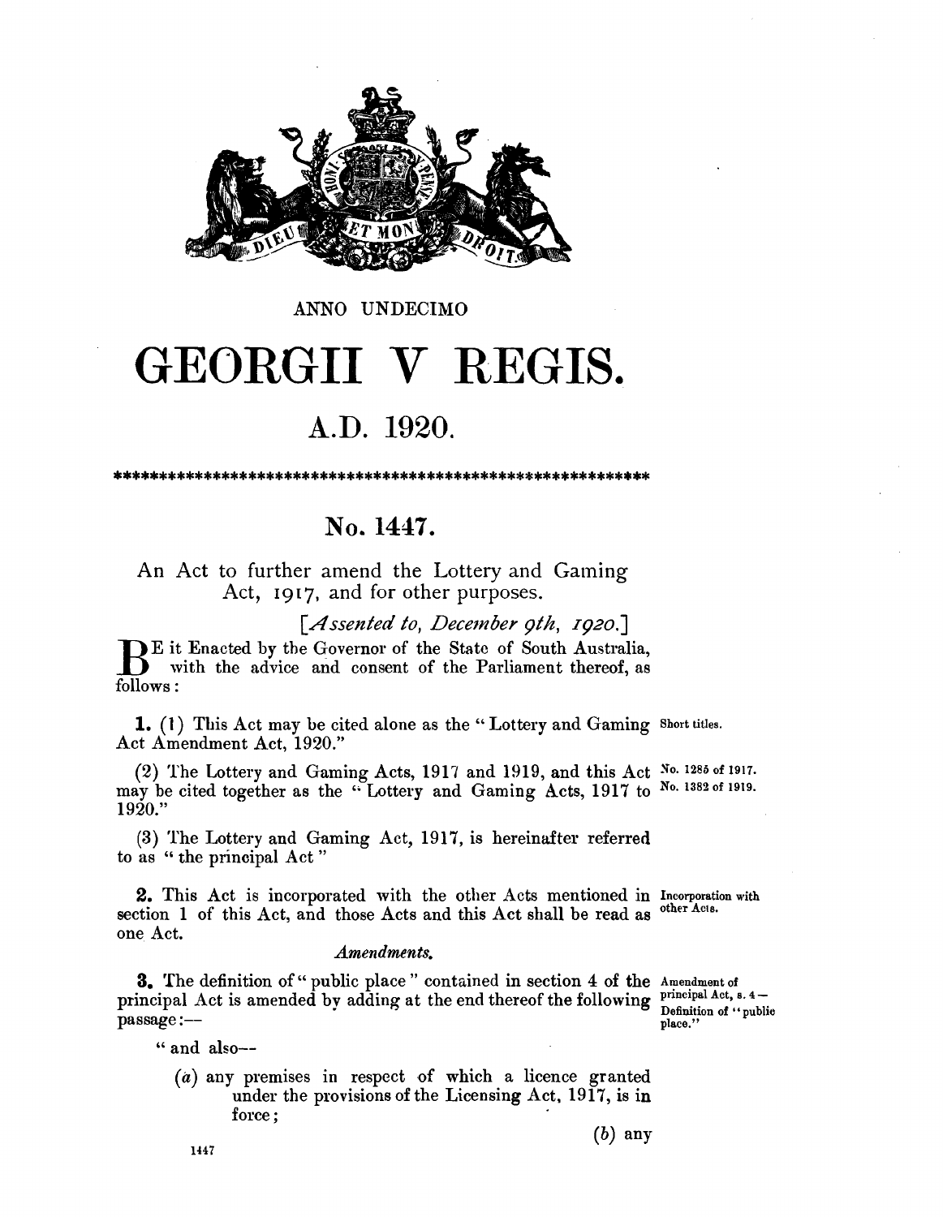ANNO UNDECIMO

# GEORGII V REGIS.

## A.D. 1920.

************************************************************

## No. 1447.

An Act to further amend the Lottery and Gaming Act, 1917, and for other purposes.

*[Assented to, December 9th, 1920.]*

BE it Enacted by the Governor of the State of South Australia, with the advice and consent of the Parliament thereof, as follows:

*Short titles.*

**1.** (1) This Act may be cited alone as the "Lottery and Gaming Act Amendment Act, 1920."

*No. 1285 of 1917. No. 1382 of 1919.*

(2) The Lottery and Gaming Acts, 1917 and 1919, and this Act may be cited together as the "Lottery and Gaming Acts, 1917 to 1920."

(3) The Lottery and Gaming Act, 1917, is hereinafter referred to as "the principal Act"

*Incorporation with other Acts.*

**2.** This Act is incorporated with the other Acts mentioned in section 1 of this Act, and those Acts and this Act shall be read as one Act.

*Amendments.*

*Amendment of principal Act, s. 4—Definition of "public place."*

**3.** The definition of "public place" contained in section 4 of the principal Act is amended by adding at the end thereof the following passage:—

"and also—

(a) any premises in respect of which a licence granted under the provisions of the Licensing Act, 1917, is in force;

(b) any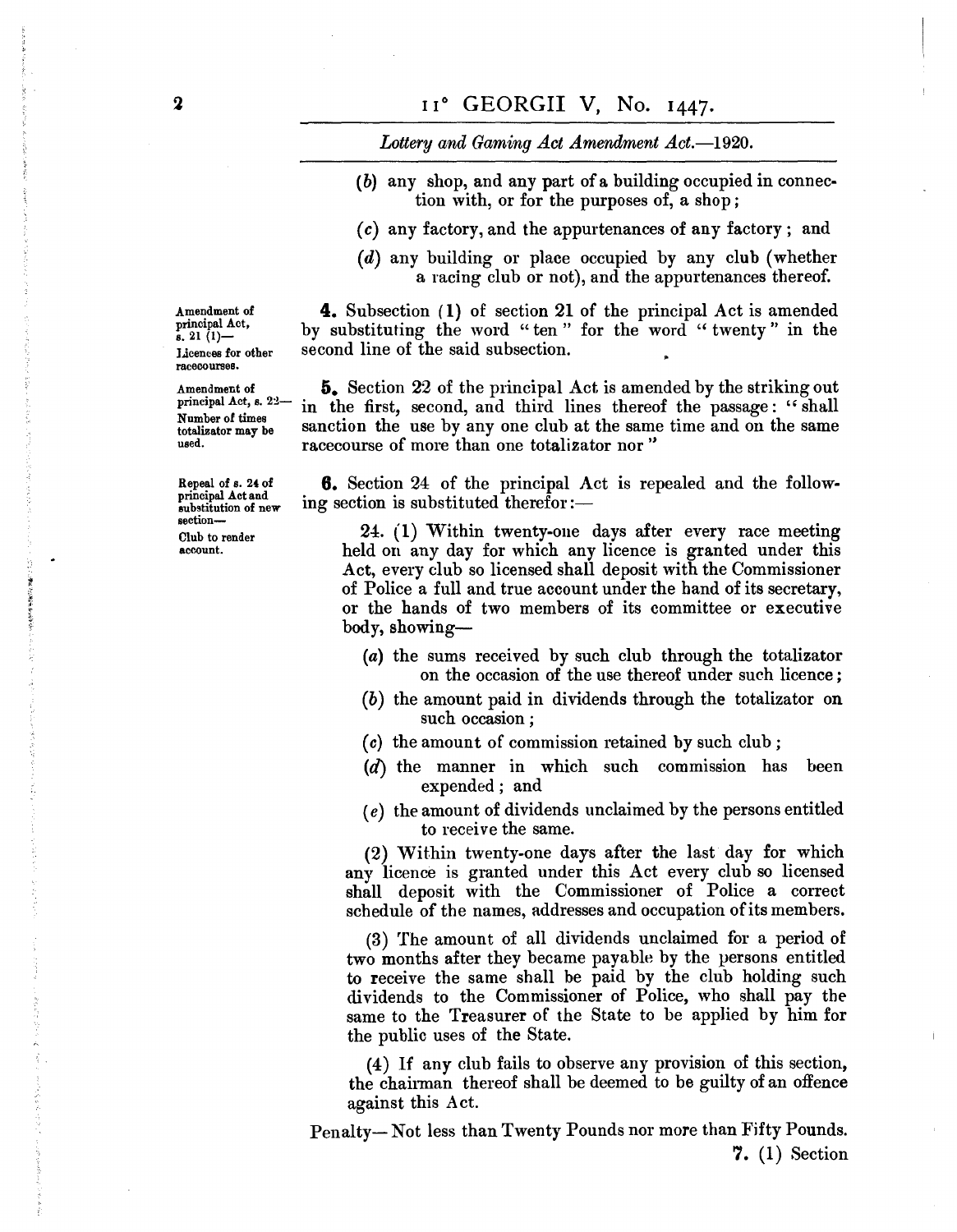(*b*) any shop, and any part of a building occupied in connection with, or for the purposes of, a shop;

(*c*) any factory, and the appurtenances of any factory; and

(*d*) any building or place occupied by any club (whether a racing club or not), and the appurtenances thereof.

Amendment of principal Act, s. 21 (1)— Licences for other racecourses.

**4.** Subsection (1) of section 21 of the principal Act is amended by substituting the word "ten" for the word "twenty" in the second line of the said subsection.

Amendment of principal Act, s. 22— Number of times totalizator may be used.

**5.** Section 22 of the principal Act is amended by the striking out in the first, second, and third lines thereof the passage: "shall sanction the use by any one club at the same time and on the same racecourse of more than one totalizator nor"

Repeal of s. 24 of principal Act and substitution of new section— Club to render account.

**6.** Section 24 of the principal Act is repealed and the following section is substituted therefor:—

24. (1) Within twenty-one days after every race meeting held on any day for which any licence is granted under this Act, every club so licensed shall deposit with the Commissioner of Police a full and true account under the hand of its secretary, or the hands of two members of its committee or executive body, showing—

(*a*) the sums received by such club through the totalizator on the occasion of the use thereof under such licence;

(*b*) the amount paid in dividends through the totalizator on such occasion;

(*c*) the amount of commission retained by such club;

(*d*) the manner in which such commission has been expended; and

(*e*) the amount of dividends unclaimed by the persons entitled to receive the same.

(2) Within twenty-one days after the last day for which any licence is granted under this Act every club so licensed shall deposit with the Commissioner of Police a correct schedule of the names, addresses and occupation of its members.

(3) The amount of all dividends unclaimed for a period of two months after they became payable by the persons entitled to receive the same shall be paid by the club holding such dividends to the Commissioner of Police, who shall pay the same to the Treasurer of the State to be applied by him for the public uses of the State.

(4) If any club fails to observe any provision of this section, the chairman thereof shall be deemed to be guilty of an offence against this Act.

Penalty—Not less than Twenty Pounds nor more than Fifty Pounds.

**7.** (1) Section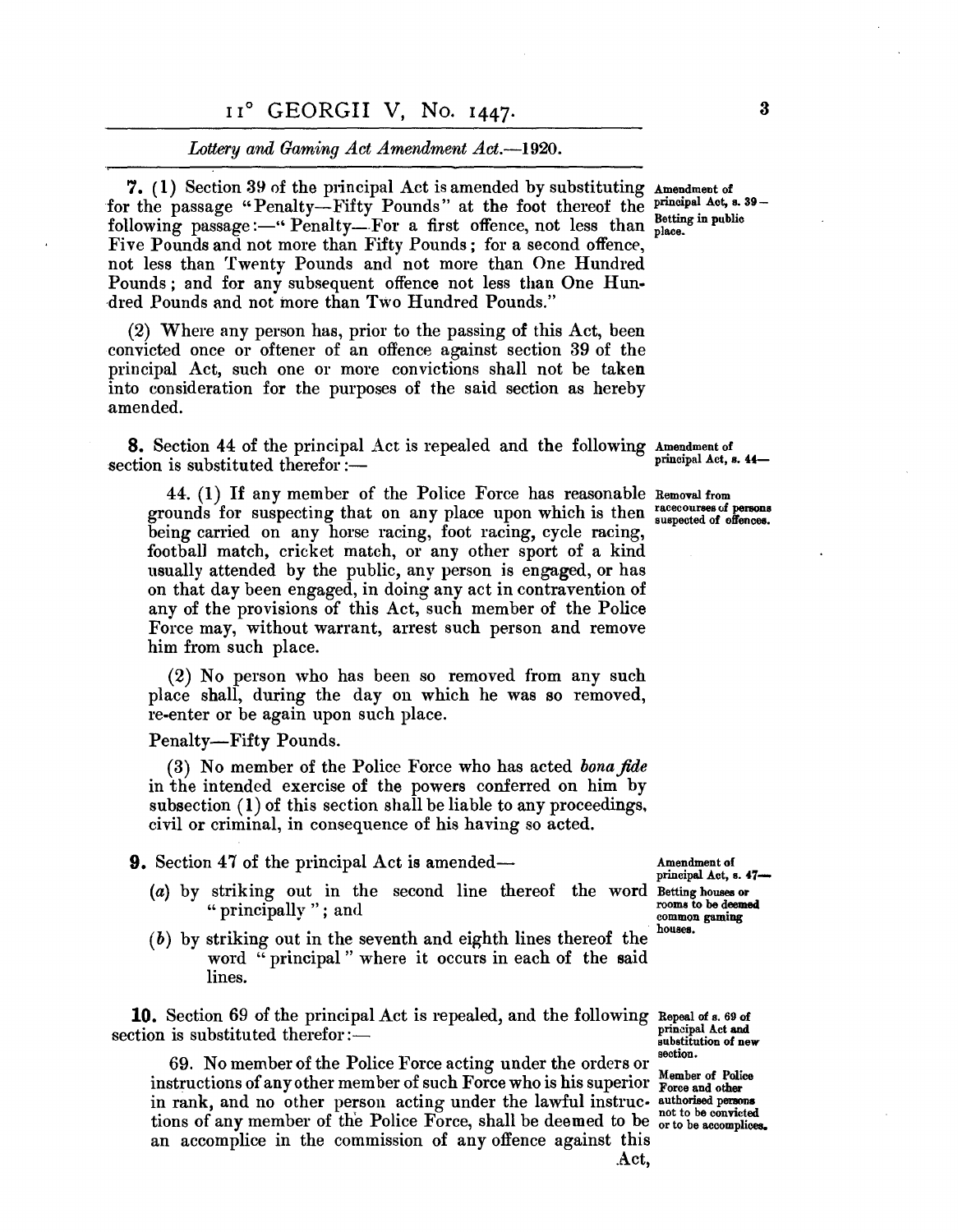**7.** (1) Section 39 of the principal Act is amended by substituting for the passage "Penalty—Fifty Pounds" at the foot thereof the following passage:—"Penalty—For a first offence, not less than Five Pounds and not more than Fifty Pounds; for a second offence, not less than Twenty Pounds and not more than One Hundred Pounds; and for any subsequent offence not less than One Hundred Pounds and not more than Two Hundred Pounds."

*Amendment of principal Act, s. 39—Betting in public place.*

(2) Where any person has, prior to the passing of this Act, been convicted once or oftener of an offence against section 39 of the principal Act, such one or more convictions shall not be taken into consideration for the purposes of the said section as hereby amended.

**8.** Section 44 of the principal Act is repealed and the following section is substituted therefor:—

*Amendment of principal Act, s. 44—*

44. (1) If any member of the Police Force has reasonable grounds for suspecting that on any place upon which is then being carried on any horse racing, foot racing, cycle racing, football match, cricket match, or any other sport of a kind usually attended by the public, any person is engaged, or has on that day been engaged, in doing any act in contravention of any of the provisions of this Act, such member of the Police Force may, without warrant, arrest such person and remove him from such place.

*Removal from racecourses of persons suspected of offences.*

(2) No person who has been so removed from any such place shall, during the day on which he was so removed, re-enter or be again upon such place.

Penalty—Fifty Pounds.

(3) No member of the Police Force who has acted *bona fide* in the intended exercise of the powers conferred on him by subsection (1) of this section shall be liable to any proceedings, civil or criminal, in consequence of his having so acted.

**9.** Section 47 of the principal Act is amended—

*Amendment of principal Act, s. 47—Betting houses or rooms to be deemed common gaming houses.*

(*a*) by striking out in the second line thereof the word "principally"; and

(*b*) by striking out in the seventh and eighth lines thereof the word "principal" where it occurs in each of the said lines.

**10.** Section 69 of the principal Act is repealed, and the following section is substituted therefor:—

*Repeal of s. 69 of principal Act and substitution of new section.*

69. No member of the Police Force acting under the orders or instructions of any other member of such Force who is his superior in rank, and no other person acting under the lawful instructions of any member of the Police Force, shall be deemed to be an accomplice in the commission of any offence against this Act,

*Member of Police Force and other authorised persons not to be convicted or to be accomplices.*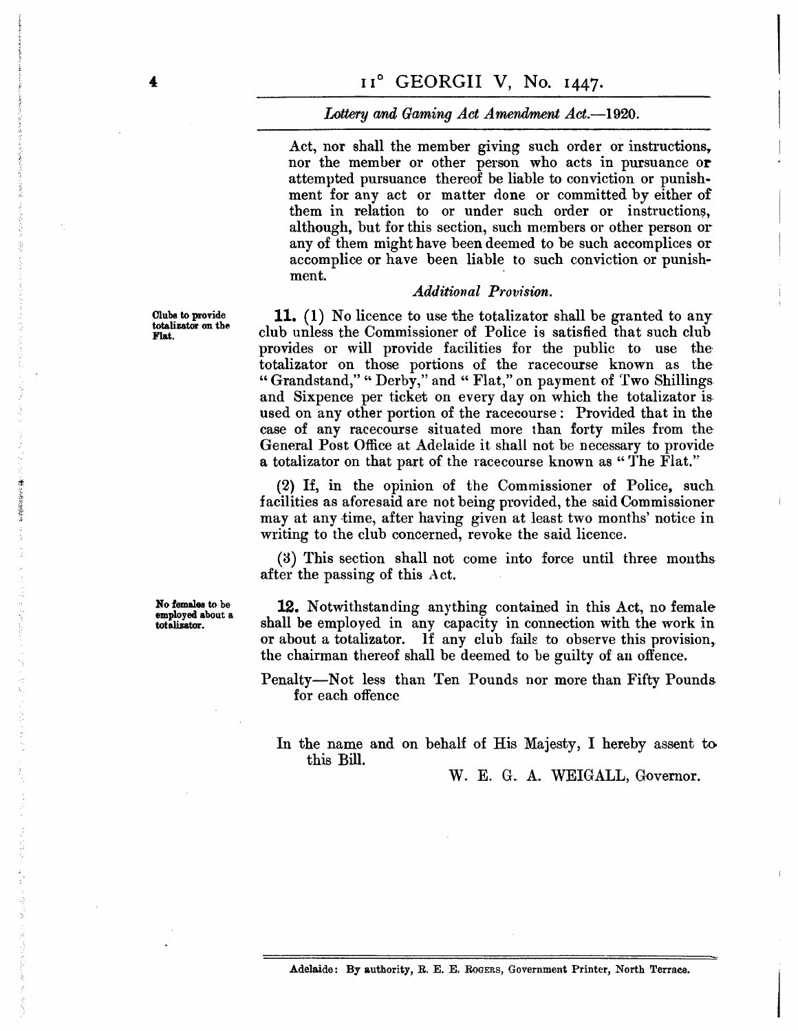Act, nor shall the member giving such order or instructions, nor the member or other person who acts in pursuance or attempted pursuance thereof be liable to conviction or punishment for any act or matter done or committed by either of them in relation to or under such order or instructions, although, but for this section, such members or other person or any of them might have been deemed to be such accomplices or accomplice or have been liable to such conviction or punishment.

*Additional Provision.*

**Clubs to provide totalizator on the Flat.**

**11.** (1) No licence to use the totalizator shall be granted to any club unless the Commissioner of Police is satisfied that such club provides or will provide facilities for the public to use the totalizator on those portions of the racecourse known as the "Grandstand," "Derby," and "Flat," on payment of Two Shillings and Sixpence per ticket on every day on which the totalizator is used on any other portion of the racecourse: Provided that in the case of any racecourse situated more than forty miles from the General Post Office at Adelaide it shall not be necessary to provide a totalizator on that part of the racecourse known as "The Flat."

(2) If, in the opinion of the Commissioner of Police, such facilities as aforesaid are not being provided, the said Commissioner may at any time, after having given at least two months' notice in writing to the club concerned, revoke the said licence.

(3) This section shall not come into force until three months after the passing of this Act.

**No females to be employed about a totalizator.**

**12.** Notwithstanding anything contained in this Act, no female shall be employed in any capacity in connection with the work in or about a totalizator. If any club fails to observe this provision, the chairman thereof shall be deemed to be guilty of an offence.

Penalty—Not less than Ten Pounds nor more than Fifty Pounds for each offence

In the name and on behalf of His Majesty, I hereby assent to this Bill.

W. E. G. A. WEIGALL, Governor.

**Adelaide: By authority, R. E. E. Rogers, Government Printer, North Terrace.**